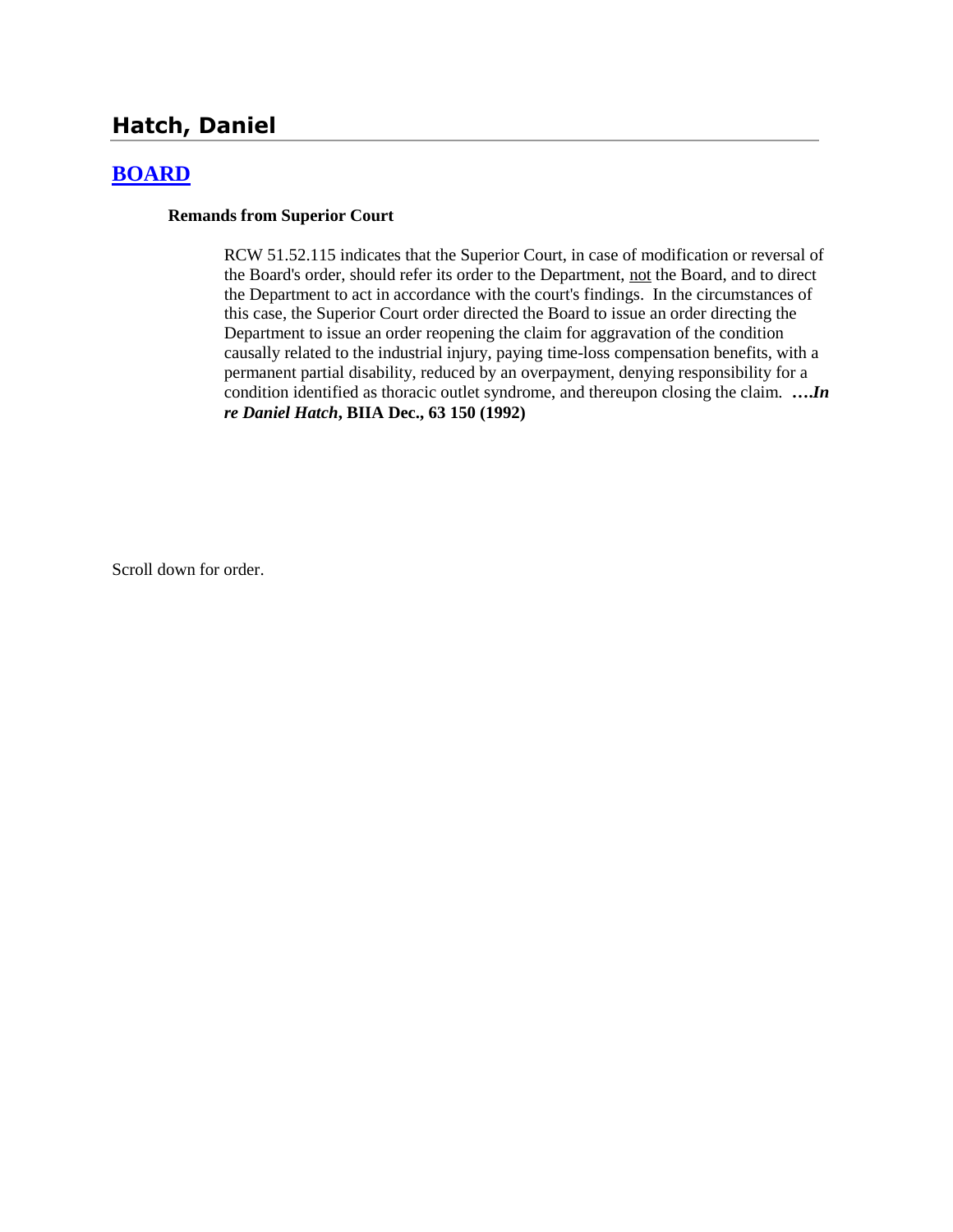# Hatch, Daniel

## BOARD

**Remands from Superior Court**

RCW 51.52.115 indicates that the Superior Court, in case of modification or reversal of the Board's order, should refer its order to the Department, not the Board, and to direct the Department to act in accordance with the court's findings. In the circumstances of this case, the Superior Court order directed the Board to issue an order directing the Department to issue an order reopening the claim for aggravation of the condition causally related to the industrial injury, paying time-loss compensation benefits, with a permanent partial disability, reduced by an overpayment, denying responsibility for a condition identified as thoracic outlet syndrome, and thereupon closing the claim. **….*In re Daniel Hatch*, BIIA Dec., 63 150 (1992)**

Scroll down for order.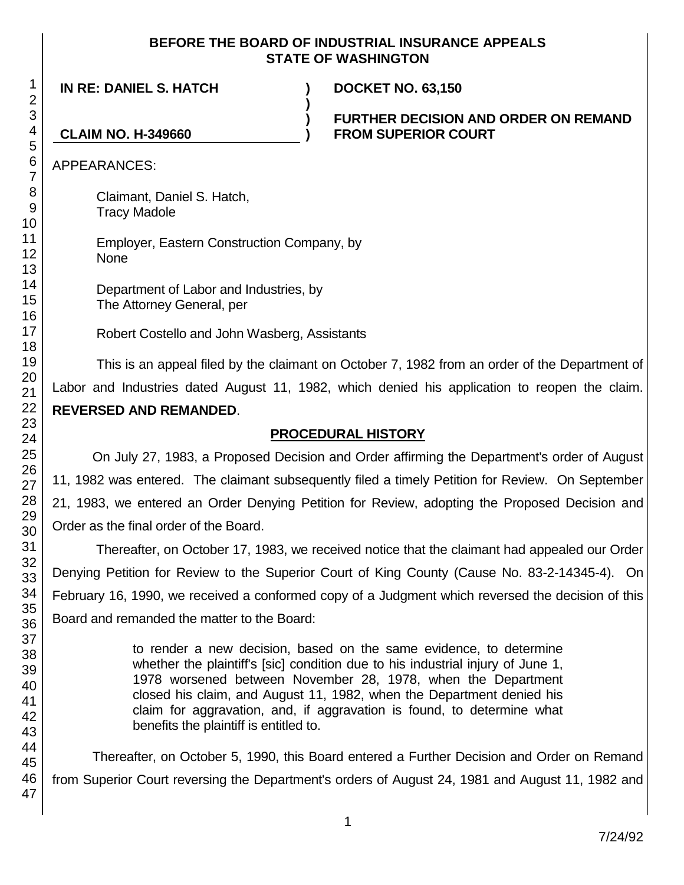**BEFORE THE BOARD OF INDUSTRIAL INSURANCE APPEALS**
**STATE OF WASHINGTON**

**IN RE: DANIEL S. HATCH** ) **DOCKET NO. 63,150**
)
) **FURTHER DECISION AND ORDER ON REMAND**
**CLAIM NO. H-349660** ) **FROM SUPERIOR COURT**

APPEARANCES:

Claimant, Daniel S. Hatch,
Tracy Madole

Employer, Eastern Construction Company, by
None

Department of Labor and Industries, by
The Attorney General, per

Robert Costello and John Wasberg, Assistants

This is an appeal filed by the claimant on October 7, 1982 from an order of the Department of Labor and Industries dated August 11, 1982, which denied his application to reopen the claim. **REVERSED AND REMANDED**.

## PROCEDURAL HISTORY

On July 27, 1983, a Proposed Decision and Order affirming the Department's order of August 11, 1982 was entered. The claimant subsequently filed a timely Petition for Review. On September 21, 1983, we entered an Order Denying Petition for Review, adopting the Proposed Decision and Order as the final order of the Board.

Thereafter, on October 17, 1983, we received notice that the claimant had appealed our Order Denying Petition for Review to the Superior Court of King County (Cause No. 83-2-14345-4). On February 16, 1990, we received a conformed copy of a Judgment which reversed the decision of this Board and remanded the matter to the Board:

> to render a new decision, based on the same evidence, to determine whether the plaintiff's [sic] condition due to his industrial injury of June 1, 1978 worsened between November 28, 1978, when the Department closed his claim, and August 11, 1982, when the Department denied his claim for aggravation, and, if aggravation is found, to determine what benefits the plaintiff is entitled to.

Thereafter, on October 5, 1990, this Board entered a Further Decision and Order on Remand from Superior Court reversing the Department's orders of August 24, 1981 and August 11, 1982 and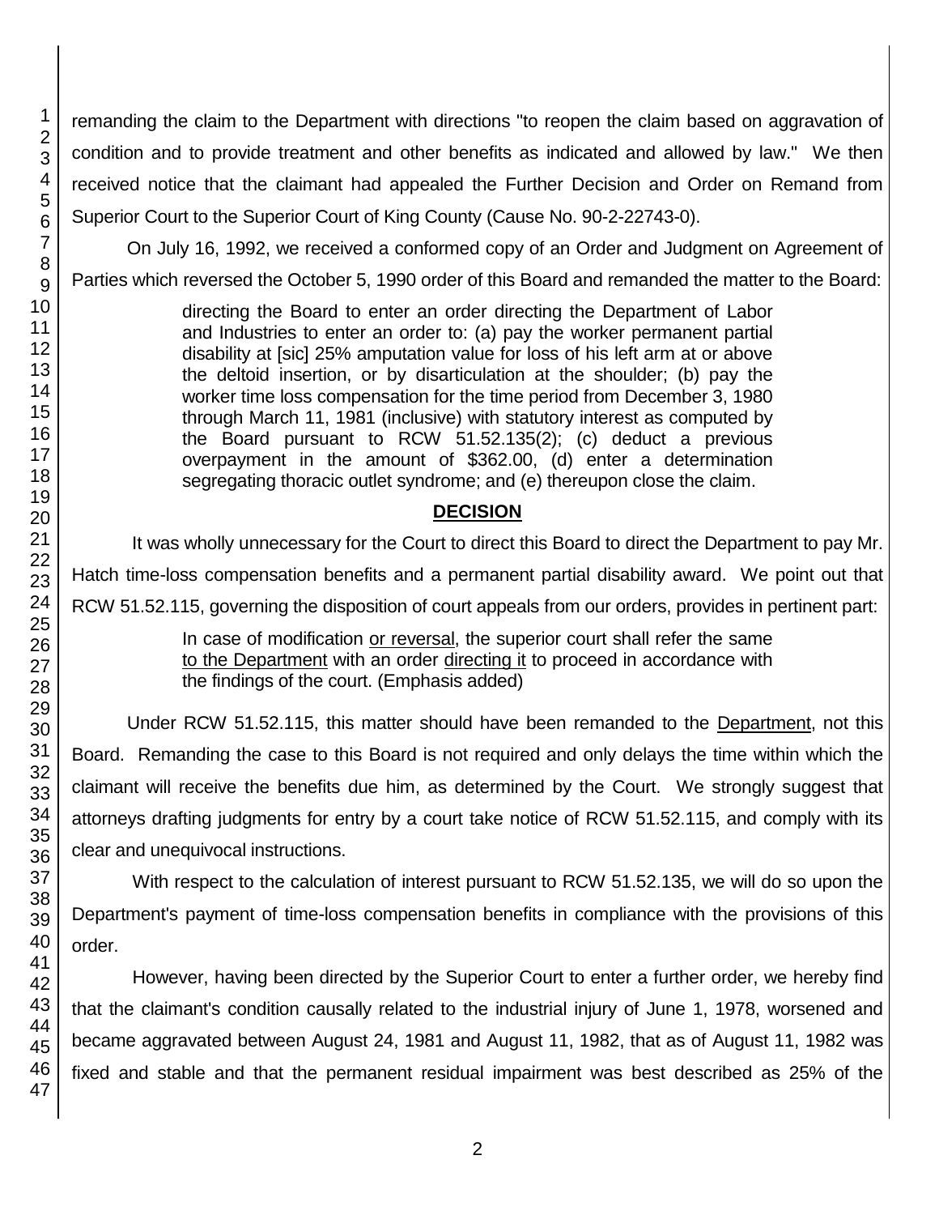remanding the claim to the Department with directions "to reopen the claim based on aggravation of condition and to provide treatment and other benefits as indicated and allowed by law." We then received notice that the claimant had appealed the Further Decision and Order on Remand from Superior Court to the Superior Court of King County (Cause No. 90-2-22743-0).

On July 16, 1992, we received a conformed copy of an Order and Judgment on Agreement of Parties which reversed the October 5, 1990 order of this Board and remanded the matter to the Board:

> directing the Board to enter an order directing the Department of Labor and Industries to enter an order to: (a) pay the worker permanent partial disability at [sic] 25% amputation value for loss of his left arm at or above the deltoid insertion, or by disarticulation at the shoulder; (b) pay the worker time loss compensation for the time period from December 3, 1980 through March 11, 1981 (inclusive) with statutory interest as computed by the Board pursuant to RCW 51.52.135(2); (c) deduct a previous overpayment in the amount of $362.00, (d) enter a determination segregating thoracic outlet syndrome; and (e) thereupon close the claim.

## DECISION

It was wholly unnecessary for the Court to direct this Board to direct the Department to pay Mr. Hatch time-loss compensation benefits and a permanent partial disability award. We point out that RCW 51.52.115, governing the disposition of court appeals from our orders, provides in pertinent part:

> In case of modification or reversal, the superior court shall refer the same to the Department with an order directing it to proceed in accordance with the findings of the court. (Emphasis added)

Under RCW 51.52.115, this matter should have been remanded to the Department, not this Board. Remanding the case to this Board is not required and only delays the time within which the claimant will receive the benefits due him, as determined by the Court. We strongly suggest that attorneys drafting judgments for entry by a court take notice of RCW 51.52.115, and comply with its clear and unequivocal instructions.

With respect to the calculation of interest pursuant to RCW 51.52.135, we will do so upon the Department's payment of time-loss compensation benefits in compliance with the provisions of this order.

However, having been directed by the Superior Court to enter a further order, we hereby find that the claimant's condition causally related to the industrial injury of June 1, 1978, worsened and became aggravated between August 24, 1981 and August 11, 1982, that as of August 11, 1982 was fixed and stable and that the permanent residual impairment was best described as 25% of the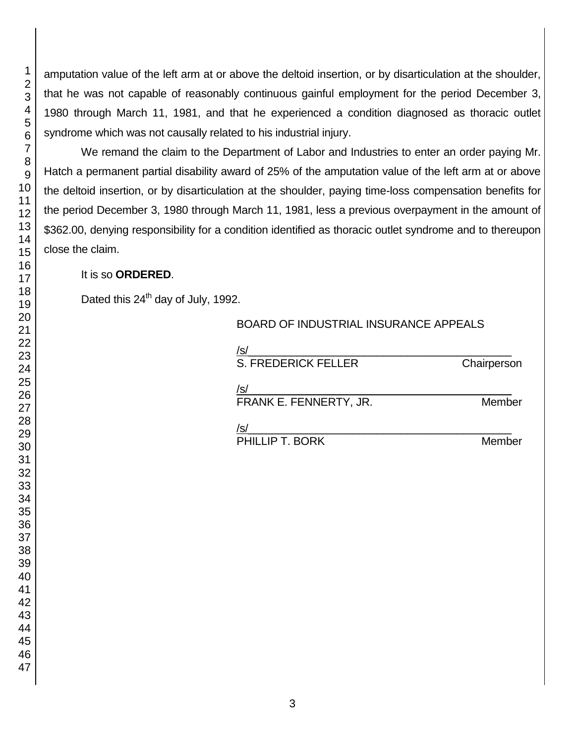amputation value of the left arm at or above the deltoid insertion, or by disarticulation at the shoulder, that he was not capable of reasonably continuous gainful employment for the period December 3, 1980 through March 11, 1981, and that he experienced a condition diagnosed as thoracic outlet syndrome which was not causally related to his industrial injury.

We remand the claim to the Department of Labor and Industries to enter an order paying Mr. Hatch a permanent partial disability award of 25% of the amputation value of the left arm at or above the deltoid insertion, or by disarticulation at the shoulder, paying time-loss compensation benefits for the period December 3, 1980 through March 11, 1981, less a previous overpayment in the amount of $362.00, denying responsibility for a condition identified as thoracic outlet syndrome and to thereupon close the claim.

It is so **ORDERED**.

Dated this 24th day of July, 1992.

BOARD OF INDUSTRIAL INSURANCE APPEALS

/s/
S. FREDERICK FELLER, Chairperson

/s/
FRANK E. FENNERTY, JR., Member

/s/
PHILLIP T. BORK, Member